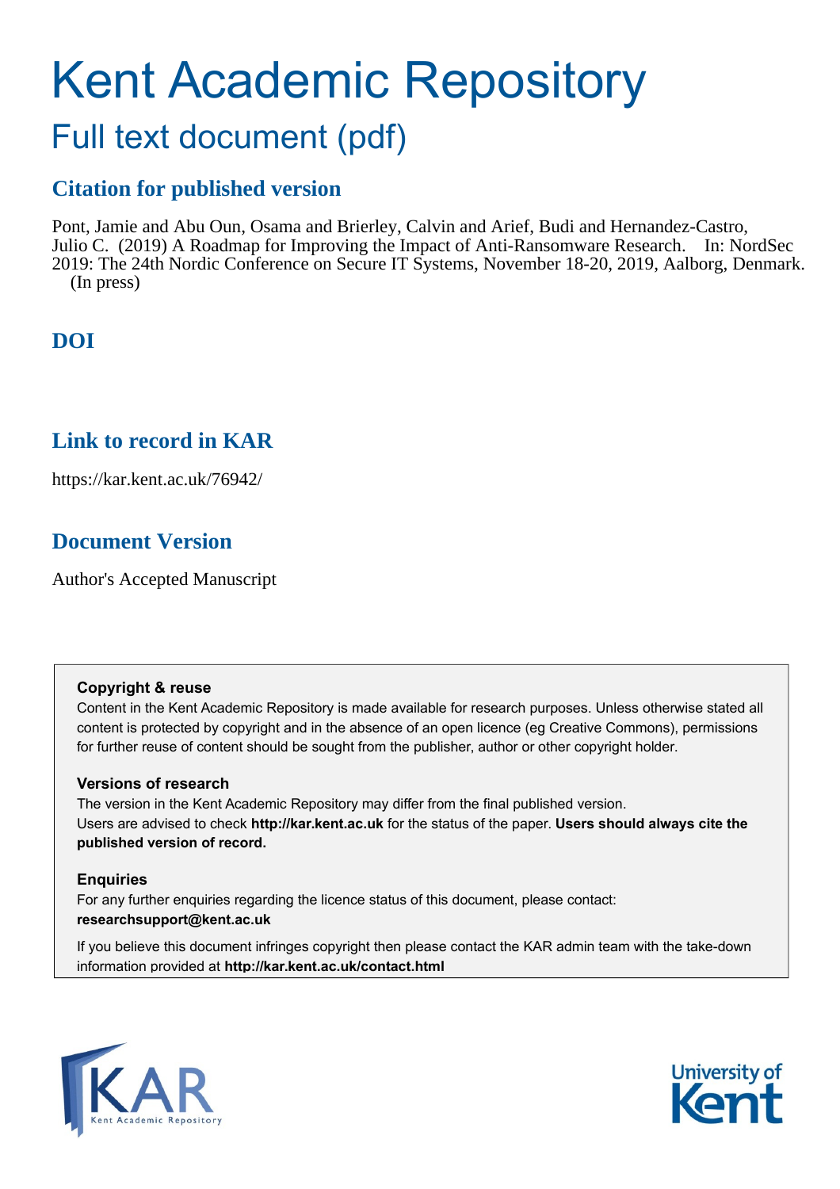# Kent Academic Repository

## Full text document (pdf)

### Citation for published version

Pont, Jamie and Abu Oun, Osama and Brierley, Calvin and Arief, Budi and Hernandez-Castro, Julio C. (2019) A Roadmap for Improving the Impact of Anti-Ransomware Research. In: NordSec 2019: The 24th Nordic Conference on Secure IT Systems, November 18-20, 2019, Aalborg, Denmark. (In press)

### DOI

### Link to record in KAR

https://kar.kent.ac.uk/76942/

### Document Version

Author's Accepted Manuscript

**Copyright & reuse**

Content in the Kent Academic Repository is made available for research purposes. Unless otherwise stated all content is protected by copyright and in the absence of an open licence (eg Creative Commons), permissions for further reuse of content should be sought from the publisher, author or other copyright holder.

**Versions of research**

The version in the Kent Academic Repository may differ from the final published version. Users are advised to check **http://kar.kent.ac.uk** for the status of the paper. **Users should always cite the published version of record.**

**Enquiries**

For any further enquiries regarding the licence status of this document, please contact: **researchsupport@kent.ac.uk**

If you believe this document infringes copyright then please contact the KAR admin team with the take-down information provided at **http://kar.kent.ac.uk/contact.html**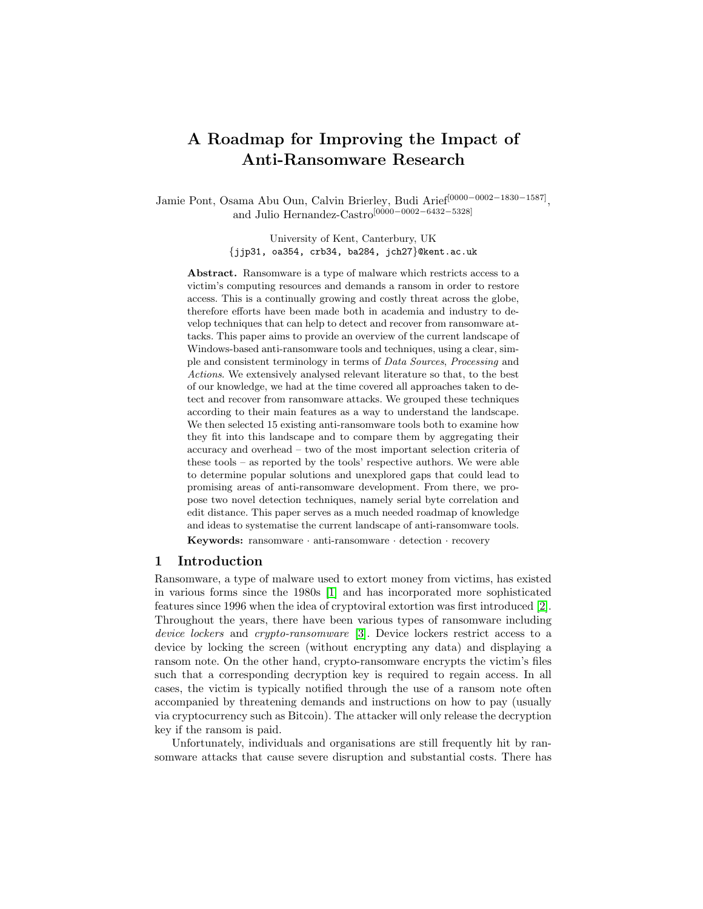# A Roadmap for Improving the Impact of Anti-Ransomware Research

Jamie Pont, Osama Abu Oun, Calvin Brierley, Budi Arief[0000−0002−1830−1587], and Julio Hernandez-Castro[0000−0002−6432−5328]

University of Kent, Canterbury, UK
{jjp31, oa354, crb34, ba284, jch27}@kent.ac.uk

**Abstract.** Ransomware is a type of malware which restricts access to a victim's computing resources and demands a ransom in order to restore access. This is a continually growing and costly threat across the globe, therefore efforts have been made both in academia and industry to develop techniques that can help to detect and recover from ransomware attacks. This paper aims to provide an overview of the current landscape of Windows-based anti-ransomware tools and techniques, using a clear, simple and consistent terminology in terms of *Data Sources*, *Processing* and *Actions*. We extensively analysed relevant literature so that, to the best of our knowledge, we had at the time covered all approaches taken to detect and recover from ransomware attacks. We grouped these techniques according to their main features as a way to understand the landscape. We then selected 15 existing anti-ransomware tools both to examine how they fit into this landscape and to compare them by aggregating their accuracy and overhead – two of the most important selection criteria of these tools – as reported by the tools' respective authors. We were able to determine popular solutions and unexplored gaps that could lead to promising areas of anti-ransomware development. From there, we propose two novel detection techniques, namely serial byte correlation and edit distance. This paper serves as a much needed roadmap of knowledge and ideas to systematise the current landscape of anti-ransomware tools.

**Keywords:** ransomware · anti-ransomware · detection · recovery

## 1 Introduction

Ransomware, a type of malware used to extort money from victims, has existed in various forms since the 1980s [1] and has incorporated more sophisticated features since 1996 when the idea of cryptoviral extortion was first introduced [2]. Throughout the years, there have been various types of ransomware including *device lockers* and *crypto-ransomware* [3]. Device lockers restrict access to a device by locking the screen (without encrypting any data) and displaying a ransom note. On the other hand, crypto-ransomware encrypts the victim's files such that a corresponding decryption key is required to regain access. In all cases, the victim is typically notified through the use of a ransom note often accompanied by threatening demands and instructions on how to pay (usually via cryptocurrency such as Bitcoin). The attacker will only release the decryption key if the ransom is paid.

Unfortunately, individuals and organisations are still frequently hit by ransomware attacks that cause severe disruption and substantial costs. There has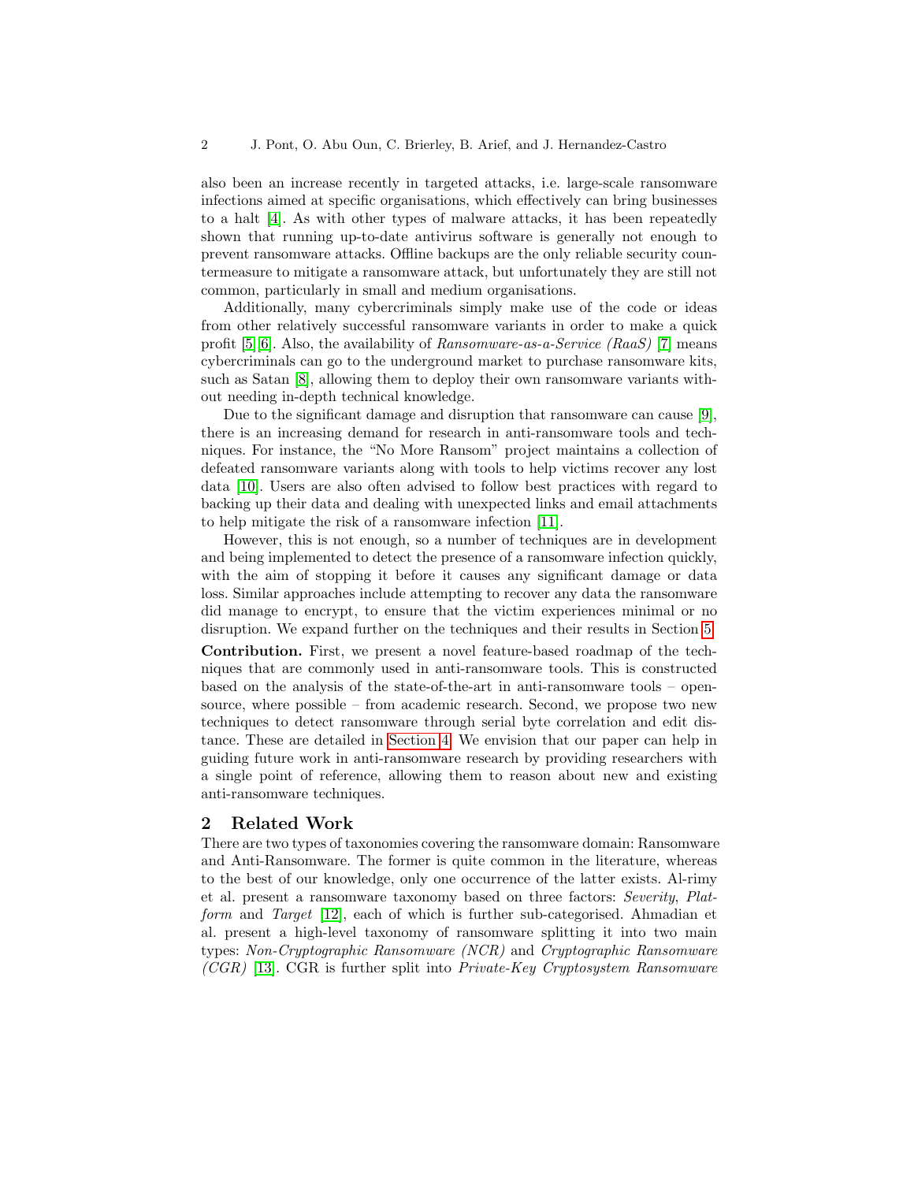also been an increase recently in targeted attacks, i.e. large-scale ransomware infections aimed at specific organisations, which effectively can bring businesses to a halt [4]. As with other types of malware attacks, it has been repeatedly shown that running up-to-date antivirus software is generally not enough to prevent ransomware attacks. Offline backups are the only reliable security countermeasure to mitigate a ransomware attack, but unfortunately they are still not common, particularly in small and medium organisations.

Additionally, many cybercriminals simply make use of the code or ideas from other relatively successful ransomware variants in order to make a quick profit [5][6]. Also, the availability of *Ransomware-as-a-Service (RaaS)* [7] means cybercriminals can go to the underground market to purchase ransomware kits, such as Satan [8], allowing them to deploy their own ransomware variants without needing in-depth technical knowledge.

Due to the significant damage and disruption that ransomware can cause [9], there is an increasing demand for research in anti-ransomware tools and techniques. For instance, the "No More Ransom" project maintains a collection of defeated ransomware variants along with tools to help victims recover any lost data [10]. Users are also often advised to follow best practices with regard to backing up their data and dealing with unexpected links and email attachments to help mitigate the risk of a ransomware infection [11].

However, this is not enough, so a number of techniques are in development and being implemented to detect the presence of a ransomware infection quickly, with the aim of stopping it before it causes any significant damage or data loss. Similar approaches include attempting to recover any data the ransomware did manage to encrypt, to ensure that the victim experiences minimal or no disruption. We expand further on the techniques and their results in Section 5.

**Contribution.** First, we present a novel feature-based roadmap of the techniques that are commonly used in anti-ransomware tools. This is constructed based on the analysis of the state-of-the-art in anti-ransomware tools – open-source, where possible – from academic research. Second, we propose two new techniques to detect ransomware through serial byte correlation and edit distance. These are detailed in Section 4. We envision that our paper can help in guiding future work in anti-ransomware research by providing researchers with a single point of reference, allowing them to reason about new and existing anti-ransomware techniques.

## 2 Related Work

There are two types of taxonomies covering the ransomware domain: Ransomware and Anti-Ransomware. The former is quite common in the literature, whereas to the best of our knowledge, only one occurrence of the latter exists. Al-rimy et al. present a ransomware taxonomy based on three factors: *Severity*, *Platform* and *Target* [12], each of which is further sub-categorised. Ahmadian et al. present a high-level taxonomy of ransomware splitting it into two main types: *Non-Cryptographic Ransomware (NCR)* and *Cryptographic Ransomware (CGR)* [13]. CGR is further split into *Private-Key Cryptosystem Ransomware*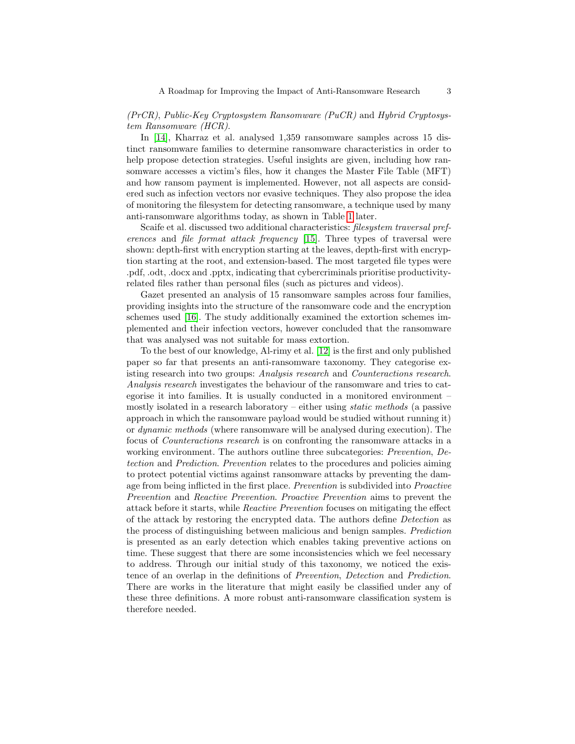*(PrCR)*, *Public-Key Cryptosystem Ransomware (PuCR)* and *Hybrid Cryptosystem Ransomware (HCR)*.

In [14], Kharraz et al. analysed 1,359 ransomware samples across 15 distinct ransomware families to determine ransomware characteristics in order to help propose detection strategies. Useful insights are given, including how ransomware accesses a victim's files, how it changes the Master File Table (MFT) and how ransom payment is implemented. However, not all aspects are considered such as infection vectors nor evasive techniques. They also propose the idea of monitoring the filesystem for detecting ransomware, a technique used by many anti-ransomware algorithms today, as shown in Table 1 later.

Scaife et al. discussed two additional characteristics: *filesystem traversal preferences* and *file format attack frequency* [15]. Three types of traversal were shown: depth-first with encryption starting at the leaves, depth-first with encryption starting at the root, and extension-based. The most targeted file types were .pdf, .odt, .docx and .pptx, indicating that cybercriminals prioritise productivity-related files rather than personal files (such as pictures and videos).

Gazet presented an analysis of 15 ransomware samples across four families, providing insights into the structure of the ransomware code and the encryption schemes used [16]. The study additionally examined the extortion schemes implemented and their infection vectors, however concluded that the ransomware that was analysed was not suitable for mass extortion.

To the best of our knowledge, Al-rimy et al. [12] is the first and only published paper so far that presents an anti-ransomware taxonomy. They categorise existing research into two groups: *Analysis research* and *Counteractions research*. *Analysis research* investigates the behaviour of the ransomware and tries to categorise it into families. It is usually conducted in a monitored environment – mostly isolated in a research laboratory – either using *static methods* (a passive approach in which the ransomware payload would be studied without running it) or *dynamic methods* (where ransomware will be analysed during execution). The focus of *Counteractions research* is on confronting the ransomware attacks in a working environment. The authors outline three subcategories: *Prevention*, *Detection* and *Prediction*. *Prevention* relates to the procedures and policies aiming to protect potential victims against ransomware attacks by preventing the damage from being inflicted in the first place. *Prevention* is subdivided into *Proactive Prevention* and *Reactive Prevention*. *Proactive Prevention* aims to prevent the attack before it starts, while *Reactive Prevention* focuses on mitigating the effect of the attack by restoring the encrypted data. The authors define *Detection* as the process of distinguishing between malicious and benign samples. *Prediction* is presented as an early detection which enables taking preventive actions on time. These suggest that there are some inconsistencies which we feel necessary to address. Through our initial study of this taxonomy, we noticed the existence of an overlap in the definitions of *Prevention*, *Detection* and *Prediction*. There are works in the literature that might easily be classified under any of these three definitions. A more robust anti-ransomware classification system is therefore needed.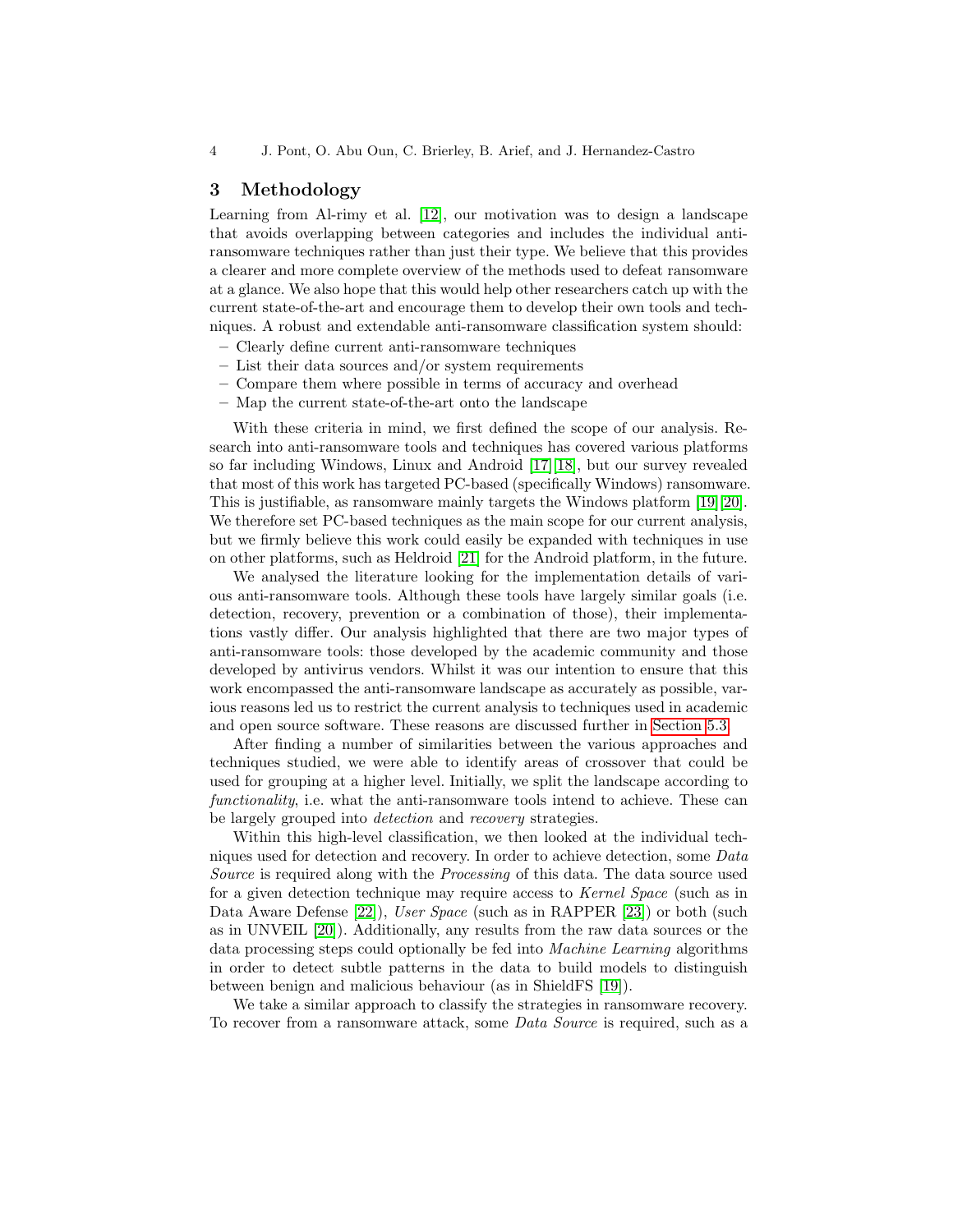## 3 Methodology

Learning from Al-rimy et al. [12], our motivation was to design a landscape that avoids overlapping between categories and includes the individual anti-ransomware techniques rather than just their type. We believe that this provides a clearer and more complete overview of the methods used to defeat ransomware at a glance. We also hope that this would help other researchers catch up with the current state-of-the-art and encourage them to develop their own tools and techniques. A robust and extendable anti-ransomware classification system should:

- Clearly define current anti-ransomware techniques
- List their data sources and/or system requirements
- Compare them where possible in terms of accuracy and overhead
- Map the current state-of-the-art onto the landscape

With these criteria in mind, we first defined the scope of our analysis. Research into anti-ransomware tools and techniques has covered various platforms so far including Windows, Linux and Android [17][18], but our survey revealed that most of this work has targeted PC-based (specifically Windows) ransomware. This is justifiable, as ransomware mainly targets the Windows platform [19][20]. We therefore set PC-based techniques as the main scope for our current analysis, but we firmly believe this work could easily be expanded with techniques in use on other platforms, such as Heldroid [21] for the Android platform, in the future.

We analysed the literature looking for the implementation details of various anti-ransomware tools. Although these tools have largely similar goals (i.e. detection, recovery, prevention or a combination of those), their implementations vastly differ. Our analysis highlighted that there are two major types of anti-ransomware tools: those developed by the academic community and those developed by antivirus vendors. Whilst it was our intention to ensure that this work encompassed the anti-ransomware landscape as accurately as possible, various reasons led us to restrict the current analysis to techniques used in academic and open source software. These reasons are discussed further in Section 5.3.

After finding a number of similarities between the various approaches and techniques studied, we were able to identify areas of crossover that could be used for grouping at a higher level. Initially, we split the landscape according to *functionality*, i.e. what the anti-ransomware tools intend to achieve. These can be largely grouped into *detection* and *recovery* strategies.

Within this high-level classification, we then looked at the individual techniques used for detection and recovery. In order to achieve detection, some *Data Source* is required along with the *Processing* of this data. The data source used for a given detection technique may require access to *Kernel Space* (such as in Data Aware Defense [22]), *User Space* (such as in RAPPER [23]) or both (such as in UNVEIL [20]). Additionally, any results from the raw data sources or the data processing steps could optionally be fed into *Machine Learning* algorithms in order to detect subtle patterns in the data to build models to distinguish between benign and malicious behaviour (as in ShieldFS [19]).

We take a similar approach to classify the strategies in ransomware recovery. To recover from a ransomware attack, some *Data Source* is required, such as a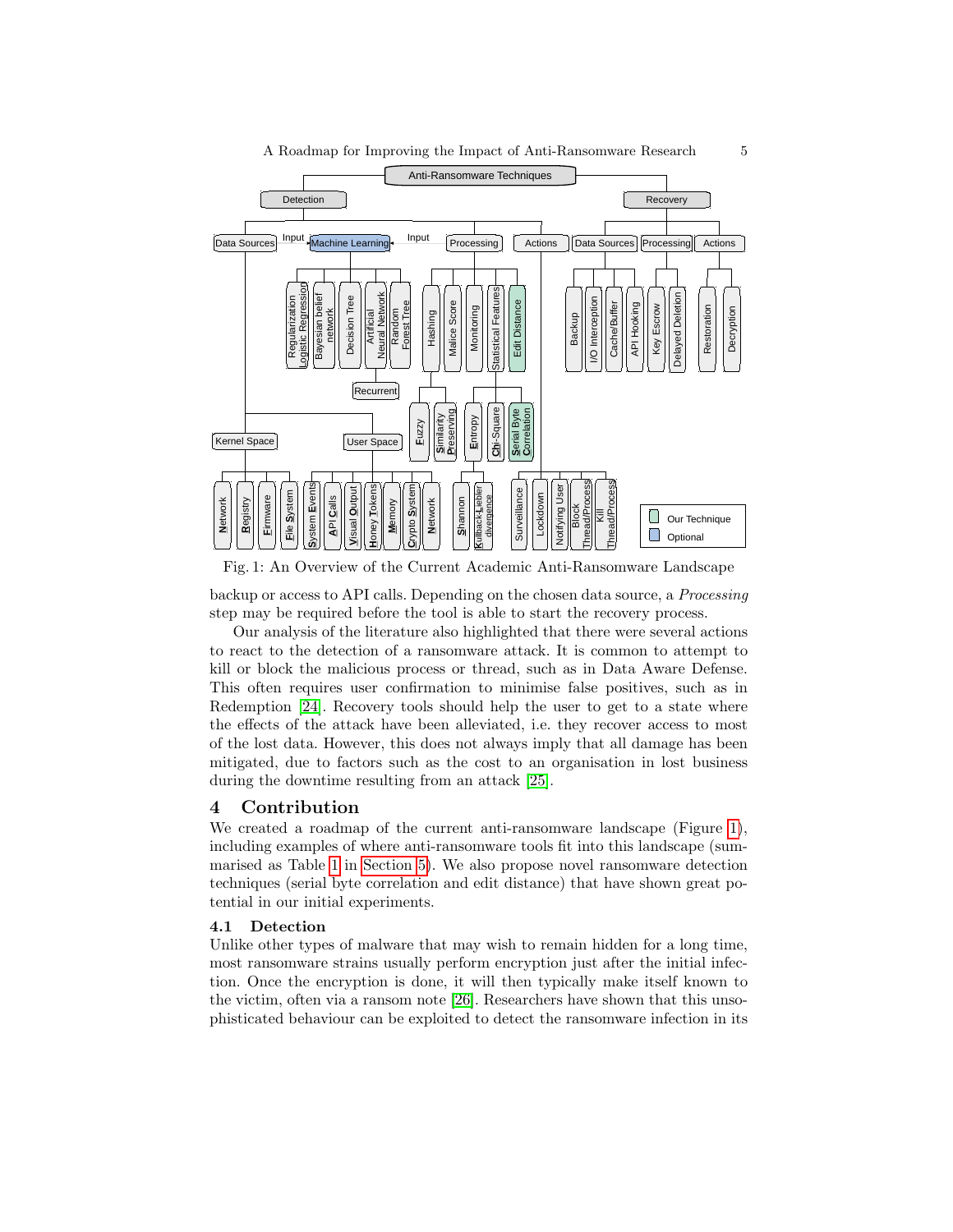Fig. 1: An Overview of the Current Academic Anti-Ransomware Landscape

backup or access to API calls. Depending on the chosen data source, a *Processing* step may be required before the tool is able to start the recovery process.

Our analysis of the literature also highlighted that there were several actions to react to the detection of a ransomware attack. It is common to attempt to kill or block the malicious process or thread, such as in Data Aware Defense. This often requires user confirmation to minimise false positives, such as in Redemption [24]. Recovery tools should help the user to get to a state where the effects of the attack have been alleviated, i.e. they recover access to most of the lost data. However, this does not always imply that all damage has been mitigated, due to factors such as the cost to an organisation in lost business during the downtime resulting from an attack [25].

## 4 Contribution

We created a roadmap of the current anti-ransomware landscape (Figure 1), including examples of where anti-ransomware tools fit into this landscape (summarised as Table 1 in Section 5). We also propose novel ransomware detection techniques (serial byte correlation and edit distance) that have shown great potential in our initial experiments.

### 4.1 Detection

Unlike other types of malware that may wish to remain hidden for a long time, most ransomware strains usually perform encryption just after the initial infection. Once the encryption is done, it will then typically make itself known to the victim, often via a ransom note [26]. Researchers have shown that this unsophisticated behaviour can be exploited to detect the ransomware infection in its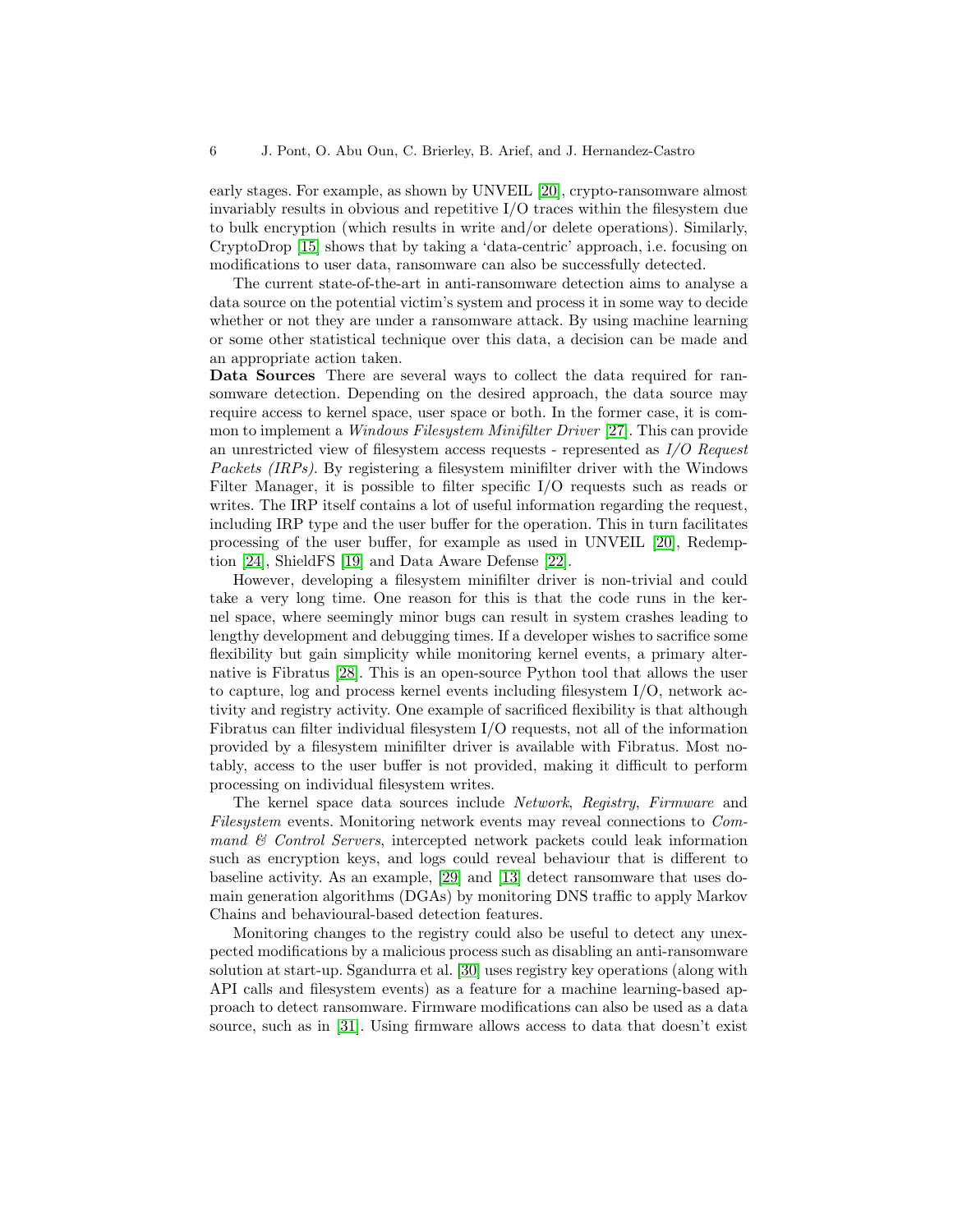early stages. For example, as shown by UNVEIL [20], crypto-ransomware almost invariably results in obvious and repetitive I/O traces within the filesystem due to bulk encryption (which results in write and/or delete operations). Similarly, CryptoDrop [15] shows that by taking a 'data-centric' approach, i.e. focusing on modifications to user data, ransomware can also be successfully detected.

The current state-of-the-art in anti-ransomware detection aims to analyse a data source on the potential victim's system and process it in some way to decide whether or not they are under a ransomware attack. By using machine learning or some other statistical technique over this data, a decision can be made and an appropriate action taken.

**Data Sources** There are several ways to collect the data required for ransomware detection. Depending on the desired approach, the data source may require access to kernel space, user space or both. In the former case, it is common to implement a *Windows Filesystem Minifilter Driver* [27]. This can provide an unrestricted view of filesystem access requests - represented as *I/O Request Packets (IRPs)*. By registering a filesystem minifilter driver with the Windows Filter Manager, it is possible to filter specific I/O requests such as reads or writes. The IRP itself contains a lot of useful information regarding the request, including IRP type and the user buffer for the operation. This in turn facilitates processing of the user buffer, for example as used in UNVEIL [20], Redemption [24], ShieldFS [19] and Data Aware Defense [22].

However, developing a filesystem minifilter driver is non-trivial and could take a very long time. One reason for this is that the code runs in the kernel space, where seemingly minor bugs can result in system crashes leading to lengthy development and debugging times. If a developer wishes to sacrifice some flexibility but gain simplicity while monitoring kernel events, a primary alternative is Fibratus [28]. This is an open-source Python tool that allows the user to capture, log and process kernel events including filesystem I/O, network activity and registry activity. One example of sacrificed flexibility is that although Fibratus can filter individual filesystem I/O requests, not all of the information provided by a filesystem minifilter driver is available with Fibratus. Most notably, access to the user buffer is not provided, making it difficult to perform processing on individual filesystem writes.

The kernel space data sources include *Network*, *Registry*, *Firmware* and *Filesystem* events. Monitoring network events may reveal connections to *Command & Control Servers*, intercepted network packets could leak information such as encryption keys, and logs could reveal behaviour that is different to baseline activity. As an example, [29] and [13] detect ransomware that uses domain generation algorithms (DGAs) by monitoring DNS traffic to apply Markov Chains and behavioural-based detection features.

Monitoring changes to the registry could also be useful to detect any unexpected modifications by a malicious process such as disabling an anti-ransomware solution at start-up. Sgandurra et al. [30] uses registry key operations (along with API calls and filesystem events) as a feature for a machine learning-based approach to detect ransomware. Firmware modifications can also be used as a data source, such as in [31]. Using firmware allows access to data that doesn't exist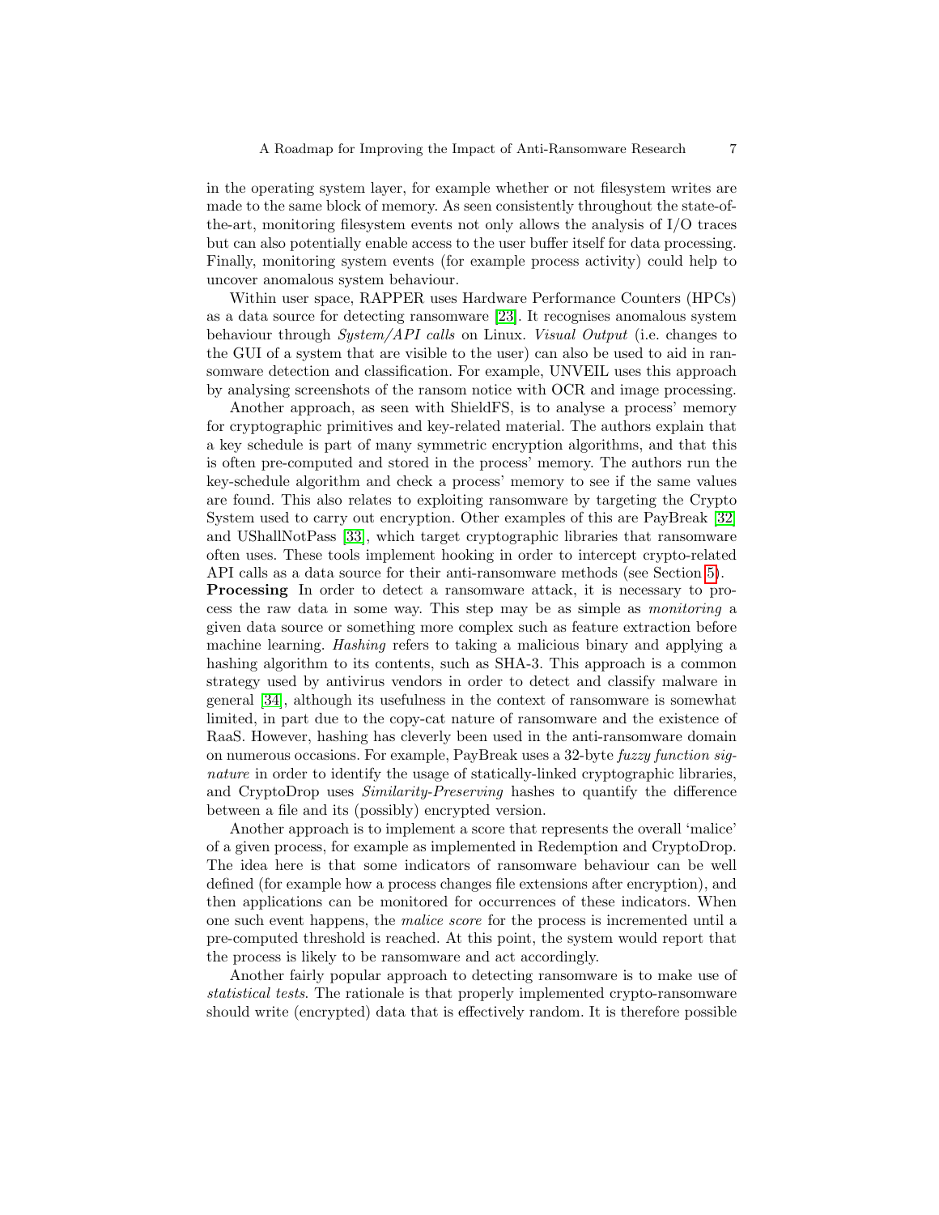in the operating system layer, for example whether or not filesystem writes are made to the same block of memory. As seen consistently throughout the state-of-the-art, monitoring filesystem events not only allows the analysis of I/O traces but can also potentially enable access to the user buffer itself for data processing. Finally, monitoring system events (for example process activity) could help to uncover anomalous system behaviour.

Within user space, RAPPER uses Hardware Performance Counters (HPCs) as a data source for detecting ransomware [23]. It recognises anomalous system behaviour through *System/API calls* on Linux. *Visual Output* (i.e. changes to the GUI of a system that are visible to the user) can also be used to aid in ransomware detection and classification. For example, UNVEIL uses this approach by analysing screenshots of the ransom notice with OCR and image processing.

Another approach, as seen with ShieldFS, is to analyse a process' memory for cryptographic primitives and key-related material. The authors explain that a key schedule is part of many symmetric encryption algorithms, and that this is often pre-computed and stored in the process' memory. The authors run the key-schedule algorithm and check a process' memory to see if the same values are found. This also relates to exploiting ransomware by targeting the Crypto System used to carry out encryption. Other examples of this are PayBreak [32] and UShallNotPass [33], which target cryptographic libraries that ransomware often uses. These tools implement hooking in order to intercept crypto-related API calls as a data source for their anti-ransomware methods (see Section 5).

**Processing** In order to detect a ransomware attack, it is necessary to process the raw data in some way. This step may be as simple as *monitoring* a given data source or something more complex such as feature extraction before machine learning. *Hashing* refers to taking a malicious binary and applying a hashing algorithm to its contents, such as SHA-3. This approach is a common strategy used by antivirus vendors in order to detect and classify malware in general [34], although its usefulness in the context of ransomware is somewhat limited, in part due to the copy-cat nature of ransomware and the existence of RaaS. However, hashing has cleverly been used in the anti-ransomware domain on numerous occasions. For example, PayBreak uses a 32-byte *fuzzy function signature* in order to identify the usage of statically-linked cryptographic libraries, and CryptoDrop uses *Similarity-Preserving* hashes to quantify the difference between a file and its (possibly) encrypted version.

Another approach is to implement a score that represents the overall 'malice' of a given process, for example as implemented in Redemption and CryptoDrop. The idea here is that some indicators of ransomware behaviour can be well defined (for example how a process changes file extensions after encryption), and then applications can be monitored for occurrences of these indicators. When one such event happens, the *malice score* for the process is incremented until a pre-computed threshold is reached. At this point, the system would report that the process is likely to be ransomware and act accordingly.

Another fairly popular approach to detecting ransomware is to make use of *statistical tests*. The rationale is that properly implemented crypto-ransomware should write (encrypted) data that is effectively random. It is therefore possible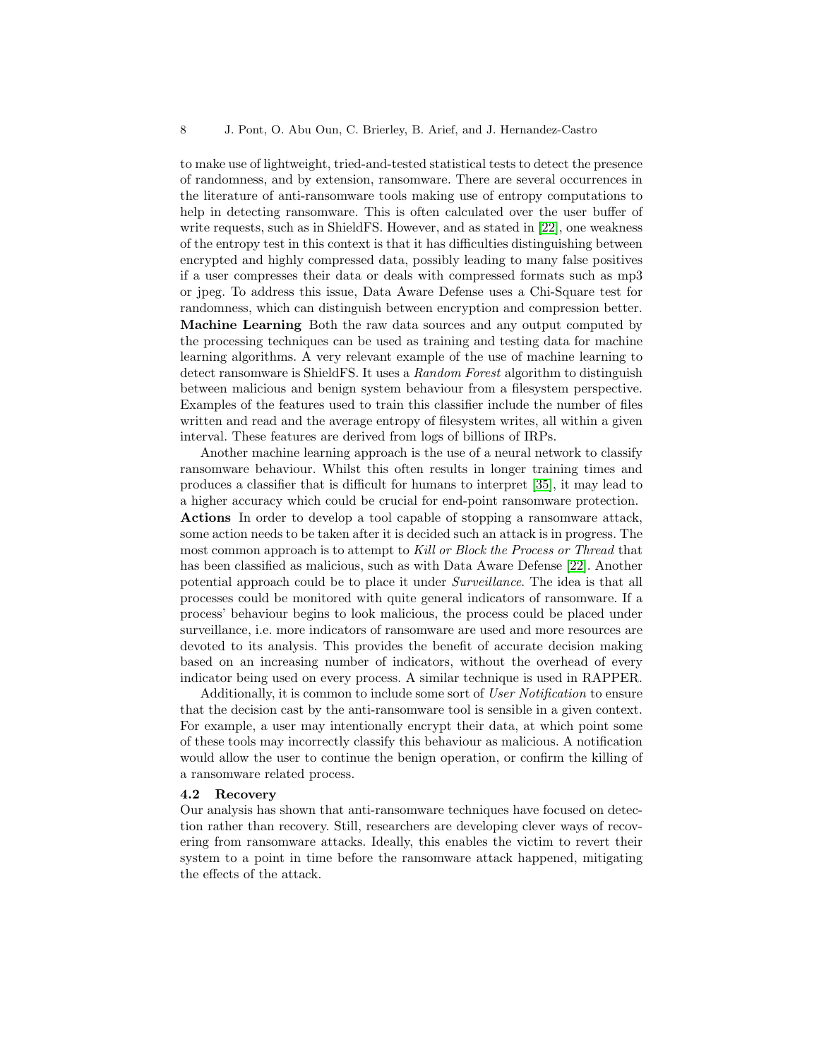to make use of lightweight, tried-and-tested statistical tests to detect the presence of randomness, and by extension, ransomware. There are several occurrences in the literature of anti-ransomware tools making use of entropy computations to help in detecting ransomware. This is often calculated over the user buffer of write requests, such as in ShieldFS. However, and as stated in [22], one weakness of the entropy test in this context is that it has difficulties distinguishing between encrypted and highly compressed data, possibly leading to many false positives if a user compresses their data or deals with compressed formats such as mp3 or jpeg. To address this issue, Data Aware Defense uses a Chi-Square test for randomness, which can distinguish between encryption and compression better.

**Machine Learning** Both the raw data sources and any output computed by the processing techniques can be used as training and testing data for machine learning algorithms. A very relevant example of the use of machine learning to detect ransomware is ShieldFS. It uses a *Random Forest* algorithm to distinguish between malicious and benign system behaviour from a filesystem perspective. Examples of the features used to train this classifier include the number of files written and read and the average entropy of filesystem writes, all within a given interval. These features are derived from logs of billions of IRPs.

Another machine learning approach is the use of a neural network to classify ransomware behaviour. Whilst this often results in longer training times and produces a classifier that is difficult for humans to interpret [35], it may lead to a higher accuracy which could be crucial for end-point ransomware protection.

**Actions** In order to develop a tool capable of stopping a ransomware attack, some action needs to be taken after it is decided such an attack is in progress. The most common approach is to attempt to *Kill or Block the Process or Thread* that has been classified as malicious, such as with Data Aware Defense [22]. Another potential approach could be to place it under *Surveillance*. The idea is that all processes could be monitored with quite general indicators of ransomware. If a process' behaviour begins to look malicious, the process could be placed under surveillance, i.e. more indicators of ransomware are used and more resources are devoted to its analysis. This provides the benefit of accurate decision making based on an increasing number of indicators, without the overhead of every indicator being used on every process. A similar technique is used in RAPPER.

Additionally, it is common to include some sort of *User Notification* to ensure that the decision cast by the anti-ransomware tool is sensible in a given context. For example, a user may intentionally encrypt their data, at which point some of these tools may incorrectly classify this behaviour as malicious. A notification would allow the user to continue the benign operation, or confirm the killing of a ransomware related process.

### 4.2 Recovery

Our analysis has shown that anti-ransomware techniques have focused on detection rather than recovery. Still, researchers are developing clever ways of recovering from ransomware attacks. Ideally, this enables the victim to revert their system to a point in time before the ransomware attack happened, mitigating the effects of the attack.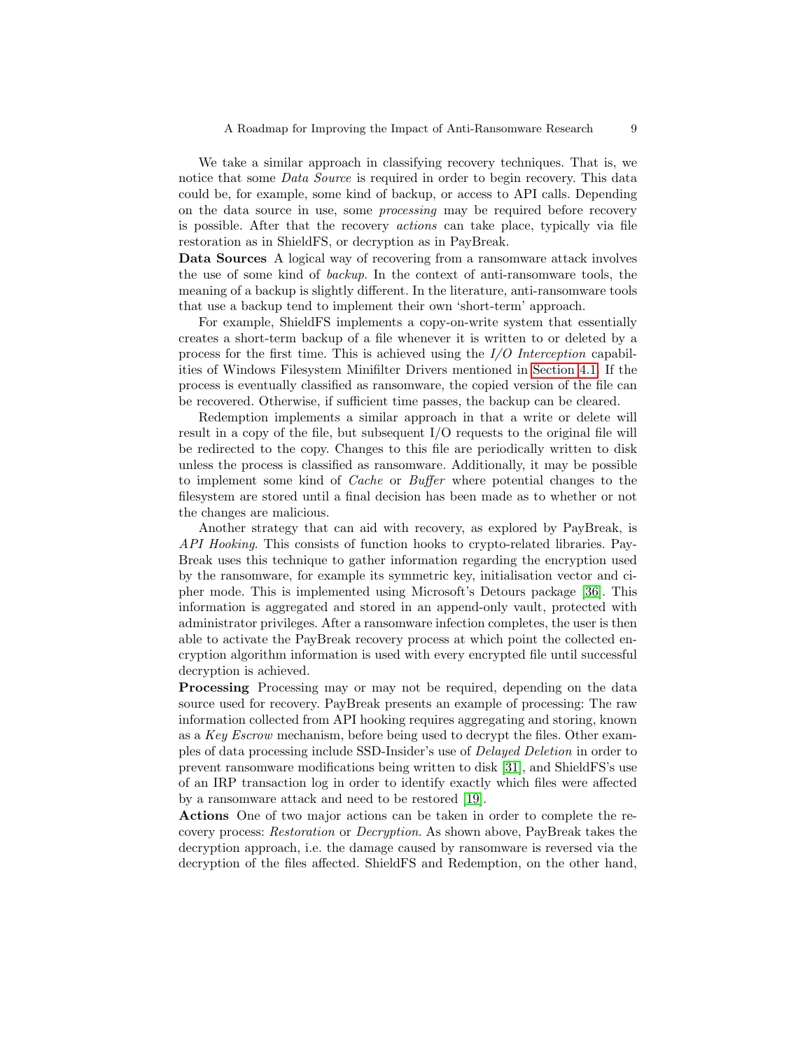We take a similar approach in classifying recovery techniques. That is, we notice that some *Data Source* is required in order to begin recovery. This data could be, for example, some kind of backup, or access to API calls. Depending on the data source in use, some *processing* may be required before recovery is possible. After that the recovery *actions* can take place, typically via file restoration as in ShieldFS, or decryption as in PayBreak.

**Data Sources** A logical way of recovering from a ransomware attack involves the use of some kind of *backup*. In the context of anti-ransomware tools, the meaning of a backup is slightly different. In the literature, anti-ransomware tools that use a backup tend to implement their own 'short-term' approach.

For example, ShieldFS implements a copy-on-write system that essentially creates a short-term backup of a file whenever it is written to or deleted by a process for the first time. This is achieved using the *I/O Interception* capabilities of Windows Filesystem Minifilter Drivers mentioned in Section 4.1. If the process is eventually classified as ransomware, the copied version of the file can be recovered. Otherwise, if sufficient time passes, the backup can be cleared.

Redemption implements a similar approach in that a write or delete will result in a copy of the file, but subsequent I/O requests to the original file will be redirected to the copy. Changes to this file are periodically written to disk unless the process is classified as ransomware. Additionally, it may be possible to implement some kind of *Cache* or *Buffer* where potential changes to the filesystem are stored until a final decision has been made as to whether or not the changes are malicious.

Another strategy that can aid with recovery, as explored by PayBreak, is *API Hooking*. This consists of function hooks to crypto-related libraries. PayBreak uses this technique to gather information regarding the encryption used by the ransomware, for example its symmetric key, initialisation vector and cipher mode. This is implemented using Microsoft's Detours package [36]. This information is aggregated and stored in an append-only vault, protected with administrator privileges. After a ransomware infection completes, the user is then able to activate the PayBreak recovery process at which point the collected encryption algorithm information is used with every encrypted file until successful decryption is achieved.

**Processing** Processing may or may not be required, depending on the data source used for recovery. PayBreak presents an example of processing: The raw information collected from API hooking requires aggregating and storing, known as a *Key Escrow* mechanism, before being used to decrypt the files. Other examples of data processing include SSD-Insider's use of *Delayed Deletion* in order to prevent ransomware modifications being written to disk [31], and ShieldFS's use of an IRP transaction log in order to identify exactly which files were affected by a ransomware attack and need to be restored [19].

**Actions** One of two major actions can be taken in order to complete the recovery process: *Restoration* or *Decryption*. As shown above, PayBreak takes the decryption approach, i.e. the damage caused by ransomware is reversed via the decryption of the files affected. ShieldFS and Redemption, on the other hand,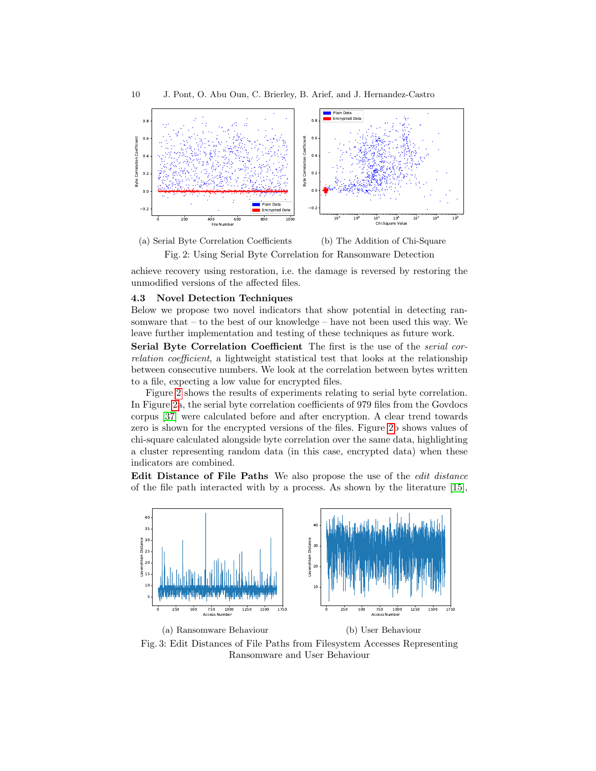(a) Serial Byte Correlation Coefficients

(b) The Addition of Chi-Square

Fig. 2: Using Serial Byte Correlation for Ransomware Detection

achieve recovery using restoration, i.e. the damage is reversed by restoring the unmodified versions of the affected files.

### 4.3 Novel Detection Techniques

Below we propose two novel indicators that show potential in detecting ransomware that – to the best of our knowledge – have not been used this way. We leave further implementation and testing of these techniques as future work.

**Serial Byte Correlation Coefficient** The first is the use of the *serial correlation coefficient*, a lightweight statistical test that looks at the relationship between consecutive numbers. We look at the correlation between bytes written to a file, expecting a low value for encrypted files.

Figure 2 shows the results of experiments relating to serial byte correlation. In Figure 2a, the serial byte correlation coefficients of 979 files from the Govdocs corpus [37] were calculated before and after encryption. A clear trend towards zero is shown for the encrypted versions of the files. Figure 2b shows values of chi-square calculated alongside byte correlation over the same data, highlighting a cluster representing random data (in this case, encrypted data) when these indicators are combined.

**Edit Distance of File Paths** We also propose the use of the *edit distance* of the file path interacted with by a process. As shown by the literature [15],

(a) Ransomware Behaviour

(b) User Behaviour

Fig. 3: Edit Distances of File Paths from Filesystem Accesses Representing Ransomware and User Behaviour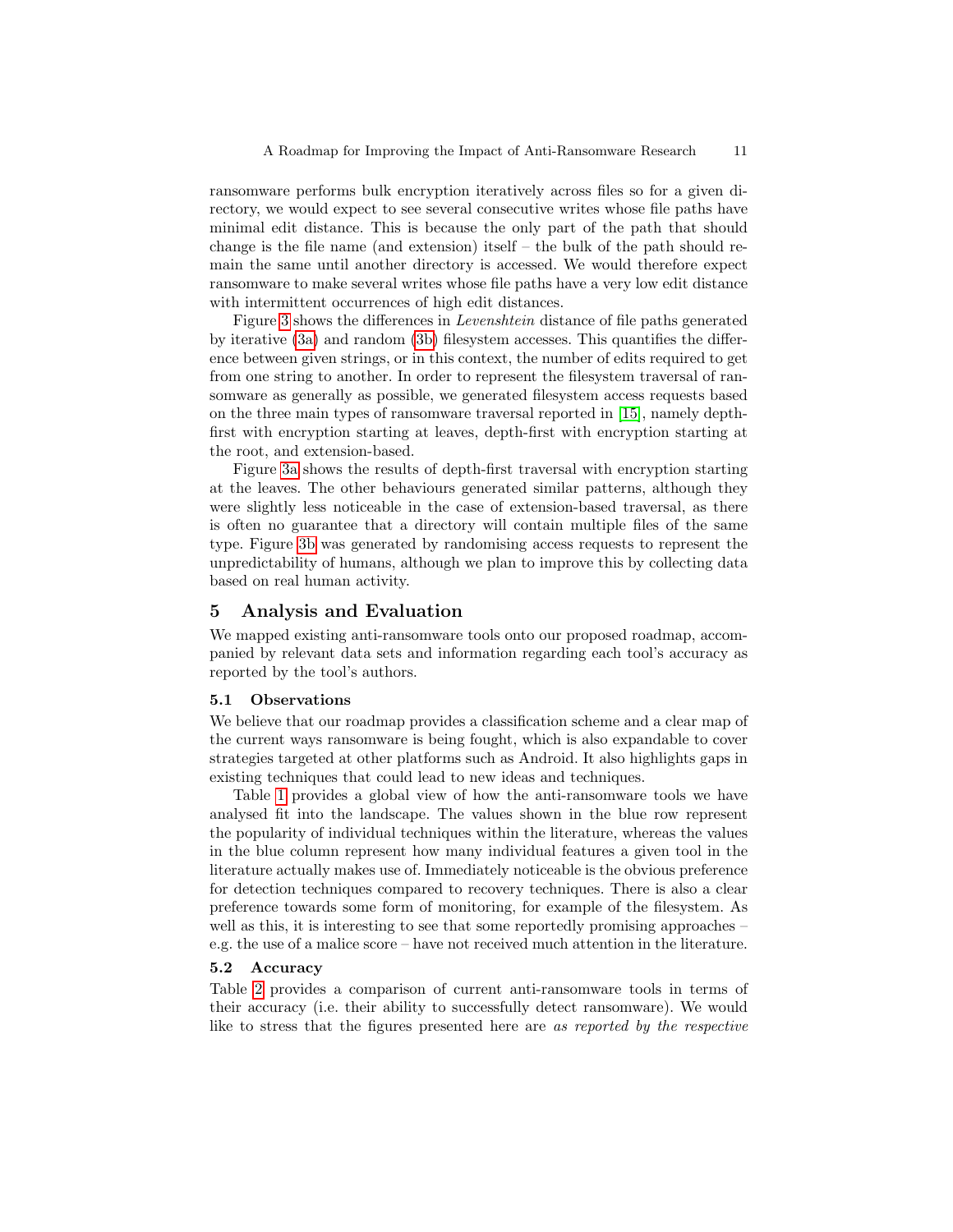ransomware performs bulk encryption iteratively across files so for a given directory, we would expect to see several consecutive writes whose file paths have minimal edit distance. This is because the only part of the path that should change is the file name (and extension) itself – the bulk of the path should remain the same until another directory is accessed. We would therefore expect ransomware to make several writes whose file paths have a very low edit distance with intermittent occurrences of high edit distances.

Figure 3 shows the differences in *Levenshtein* distance of file paths generated by iterative (3a) and random (3b) filesystem accesses. This quantifies the difference between given strings, or in this context, the number of edits required to get from one string to another. In order to represent the filesystem traversal of ransomware as generally as possible, we generated filesystem access requests based on the three main types of ransomware traversal reported in [15], namely depth-first with encryption starting at leaves, depth-first with encryption starting at the root, and extension-based.

Figure 3a shows the results of depth-first traversal with encryption starting at the leaves. The other behaviours generated similar patterns, although they were slightly less noticeable in the case of extension-based traversal, as there is often no guarantee that a directory will contain multiple files of the same type. Figure 3b was generated by randomising access requests to represent the unpredictability of humans, although we plan to improve this by collecting data based on real human activity.

## 5 Analysis and Evaluation

We mapped existing anti-ransomware tools onto our proposed roadmap, accompanied by relevant data sets and information regarding each tool's accuracy as reported by the tool's authors.

### 5.1 Observations

We believe that our roadmap provides a classification scheme and a clear map of the current ways ransomware is being fought, which is also expandable to cover strategies targeted at other platforms such as Android. It also highlights gaps in existing techniques that could lead to new ideas and techniques.

Table 1 provides a global view of how the anti-ransomware tools we have analysed fit into the landscape. The values shown in the blue row represent the popularity of individual techniques within the literature, whereas the values in the blue column represent how many individual features a given tool in the literature actually makes use of. Immediately noticeable is the obvious preference for detection techniques compared to recovery techniques. There is also a clear preference towards some form of monitoring, for example of the filesystem. As well as this, it is interesting to see that some reportedly promising approaches – e.g. the use of a malice score – have not received much attention in the literature.

### 5.2 Accuracy

Table 2 provides a comparison of current anti-ransomware tools in terms of their accuracy (i.e. their ability to successfully detect ransomware). We would like to stress that the figures presented here are *as reported by the respective*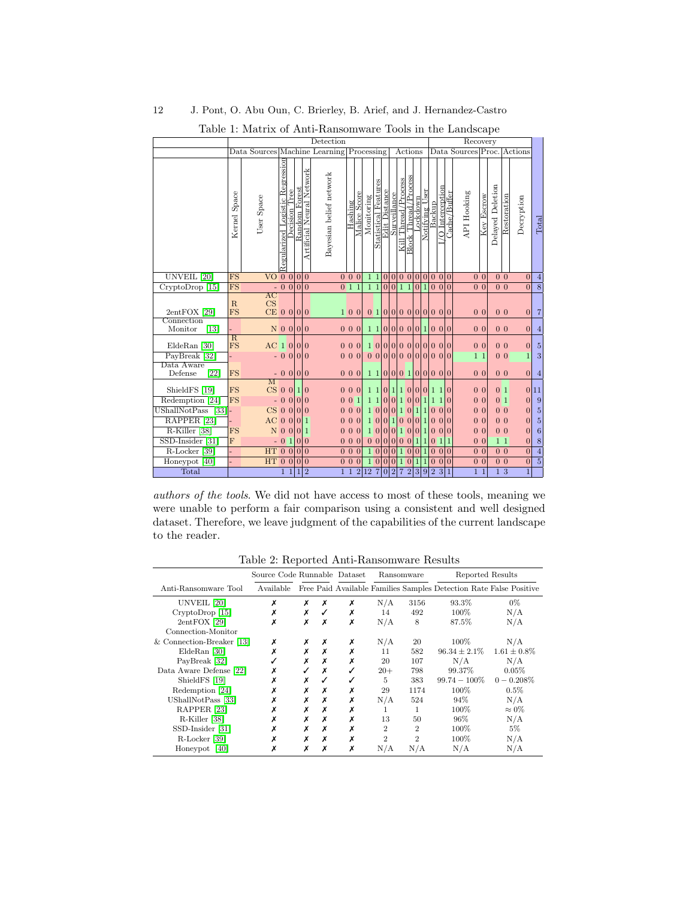Table 1: Matrix of Anti-Ransomware Tools in the Landscape

| | Detection | | | | | | | | | | | | | | | | | Recovery | | | | | | | | |
|---|---|---|---|---|---|---|---|---|---|---|---|---|---|---|---|---|---|---|---|---|---|---|---|---|---|---|
| | Data Sources | | Machine Learning | | | | | Processing | | | | | Actions | | | | | Data Sources | | | | Proc. | Actions | | | |
| | Kernel Space | User Space | Regularized Logistic Regression | Decision Tree | Random Forest | Artificial Neural Network | Bayesian belief network | Hashing | Malice Score | Monitoring | Statistical Features | Edit Distance | Surveillance | Kill Thread/Process | Block Thread/Process | Lockdown | Notifying User | Backup | I/O Interception | Cache/Buffer | API Hooking | Key Escrow | Delayed Deletion | Restoration | Decryption | Total |
| UNVEIL [20] | FS | VO | 0 | 0 | 0 | 0 | 0 | 0 | 0 | 1 | 1 | 0 | 0 | 0 | 0 | 0 | 0 | 0 | 0 | 0 | 0 | 0 | 0 | 0 | 0 | 4 |
| CryptoDrop [15] | FS | - | 0 | 0 | 0 | 0 | 0 | 1 | 1 | 1 | 1 | 0 | 0 | 1 | 1 | 0 | 1 | 0 | 0 | 0 | 0 | 0 | 0 | 0 | 0 | 8 |
| 2entFOX [29] | R FS | AC CS CE | 0 | 0 | 0 | 0 | 1 | 0 | 0 | 0 | 1 | 0 | 0 | 0 | 0 | 0 | 0 | 0 | 0 | 0 | 0 | 0 | 0 | 0 | 0 | 7 |
| Connection Monitor [13] | - | N | 0 | 0 | 0 | 0 | 0 | 0 | 0 | 1 | 1 | 0 | 0 | 0 | 0 | 0 | 1 | 0 | 0 | 0 | 0 | 0 | 0 | 0 | 0 | 4 |
| EldeRan [30] | R FS | AC | 1 | 0 | 0 | 0 | 0 | 0 | 0 | 1 | 0 | 0 | 0 | 0 | 0 | 0 | 0 | 0 | 0 | 0 | 0 | 0 | 0 | 0 | 0 | 5 |
| PayBreak [32] | - | - | 0 | 0 | 0 | 0 | 0 | 0 | 0 | 0 | 0 | 0 | 0 | 0 | 0 | 0 | 0 | 0 | 0 | 0 | 1 | 1 | 0 | 0 | 1 | 3 |
| Data Aware Defense [22] | FS | - | 0 | 0 | 0 | 0 | 0 | 0 | 0 | 1 | 1 | 0 | 0 | 0 | 1 | 0 | 0 | 0 | 0 | 0 | 0 | 0 | 0 | 0 | 0 | 4 |
| ShieldFS [19] | FS | M CS | 0 | 0 | 1 | 0 | 0 | 0 | 0 | 1 | 1 | 0 | 1 | 1 | 0 | 0 | 0 | 1 | 1 | 0 | 0 | 0 | 0 | 1 | 0 | 11 |
| Redemption [24] | FS | - | 0 | 0 | 0 | 0 | 0 | 0 | 1 | 1 | 1 | 0 | 0 | 1 | 0 | 0 | 1 | 1 | 1 | 0 | 0 | 0 | 0 | 1 | 0 | 9 |
| UShallNotPass [33] | - | CS | 0 | 0 | 0 | 0 | 0 | 0 | 0 | 1 | 0 | 0 | 0 | 1 | 0 | 1 | 1 | 0 | 0 | 0 | 0 | 0 | 0 | 0 | 0 | 5 |
| RAPPER [23] | - | AC | 0 | 0 | 0 | 1 | 0 | 0 | 0 | 1 | 0 | 0 | 1 | 0 | 0 | 0 | 1 | 0 | 0 | 0 | 0 | 0 | 0 | 0 | 0 | 5 |
| R-Killer [38] | FS | N | 0 | 0 | 0 | 1 | 0 | 0 | 0 | 1 | 0 | 0 | 0 | 1 | 0 | 0 | 1 | 0 | 0 | 0 | 0 | 0 | 0 | 0 | 0 | 6 |
| SSD-Insider [31] | F | - | 0 | 1 | 0 | 0 | 0 | 0 | 0 | 0 | 0 | 0 | 0 | 0 | 0 | 1 | 1 | 0 | 1 | 1 | 0 | 0 | 1 | 1 | 0 | 8 |
| R-Locker [39] | - | HT | 0 | 0 | 0 | 0 | 0 | 0 | 0 | 1 | 0 | 0 | 0 | 1 | 0 | 0 | 1 | 0 | 0 | 0 | 0 | 0 | 0 | 0 | 0 | 4 |
| Honeypot [40] | - | HT | 0 | 0 | 0 | 0 | 0 | 0 | 0 | 1 | 0 | 0 | 0 | 1 | 0 | 1 | 1 | 0 | 0 | 0 | 0 | 0 | 0 | 0 | 0 | 5 |
| Total | | | 1 | 1 | 1 | 2 | 1 | 1 | 2 | 12 | 7 | 0 | 2 | 7 | 2 | 3 | 9 | 2 | 3 | 1 | 1 | 1 | 1 | 3 | 1 | |

*authors of the tools*. We did not have access to most of these tools, meaning we were unable to perform a fair comparison using a consistent and well designed dataset. Therefore, we leave judgment of the capabilities of the current landscape to the reader.

Table 2: Reported Anti-Ransomware Results

| | Source Code | Runnable | | Dataset | Ransomware | | Reported Results | |
|---|---|---|---|---|---|---|---|---|
| Anti-Ransomware Tool | Available | Free | Paid | Available | Families | Samples | Detection Rate | False Positive |
| UNVEIL [20] | ✗ | ✗ | ✗ | ✗ | N/A | 3156 | 93.3% | 0% |
| CryptoDrop [15] | ✗ | ✗ | ✓ | ✗ | 14 | 492 | 100% | N/A |
| 2entFOX [29] | ✗ | ✗ | ✗ | ✗ | N/A | 8 | 87.5% | N/A |
| Connection-Monitor & Connection-Breaker [13] | ✗ | ✗ | ✗ | ✗ | N/A | 20 | 100% | N/A |
| EldeRan [30] | ✗ | ✗ | ✗ | ✗ | 11 | 582 | $96.34 \pm 2.1\%$ | $1.61 \pm 0.8\%$ |
| PayBreak [32] | ✓ | ✗ | ✗ | ✗ | 20 | 107 | N/A | N/A |
| Data Aware Defense [22] | ✗ | ✓ | ✗ | ✓ | 20+ | 798 | 99.37% | 0.05% |
| ShieldFS [19] | ✗ | ✗ | ✓ | ✓ | 5 | 383 | $99.74 - 100\%$ | $0 - 0.208\%$ |
| Redemption [24] | ✗ | ✗ | ✗ | ✗ | 29 | 1174 | 100% | 0.5% |
| UShallNotPass [33] | ✗ | ✗ | ✗ | ✗ | N/A | 524 | 94% | N/A |
| RAPPER [23] | ✗ | ✗ | ✗ | ✗ | 1 | 1 | 100% | $\approx 0\%$ |
| R-Killer [38] | ✗ | ✗ | ✗ | ✗ | 13 | 50 | 96% | N/A |
| SSD-Insider [31] | ✗ | ✗ | ✗ | ✗ | 2 | 2 | 100% | 5% |
| R-Locker [39] | ✗ | ✗ | ✗ | ✗ | 2 | 2 | 100% | N/A |
| Honeypot [40] | ✗ | ✗ | ✗ | ✗ | N/A | N/A | N/A | N/A |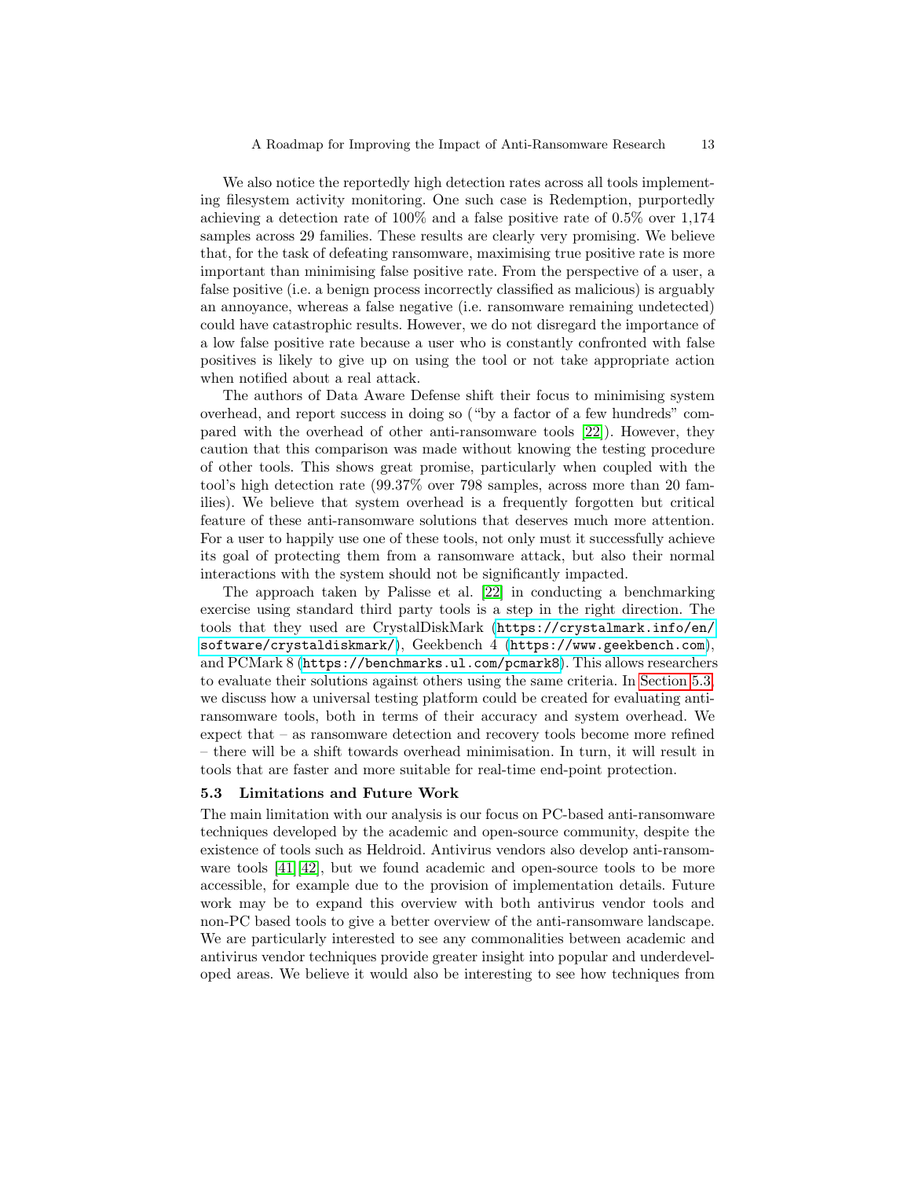We also notice the reportedly high detection rates across all tools implementing filesystem activity monitoring. One such case is Redemption, purportedly achieving a detection rate of 100% and a false positive rate of 0.5% over 1,174 samples across 29 families. These results are clearly very promising. We believe that, for the task of defeating ransomware, maximising true positive rate is more important than minimising false positive rate. From the perspective of a user, a false positive (i.e. a benign process incorrectly classified as malicious) is arguably an annoyance, whereas a false negative (i.e. ransomware remaining undetected) could have catastrophic results. However, we do not disregard the importance of a low false positive rate because a user who is constantly confronted with false positives is likely to give up on using the tool or not take appropriate action when notified about a real attack.

The authors of Data Aware Defense shift their focus to minimising system overhead, and report success in doing so ("by a factor of a few hundreds" compared with the overhead of other anti-ransomware tools [22]). However, they caution that this comparison was made without knowing the testing procedure of other tools. This shows great promise, particularly when coupled with the tool's high detection rate (99.37% over 798 samples, across more than 20 families). We believe that system overhead is a frequently forgotten but critical feature of these anti-ransomware solutions that deserves much more attention. For a user to happily use one of these tools, not only must it successfully achieve its goal of protecting them from a ransomware attack, but also their normal interactions with the system should not be significantly impacted.

The approach taken by Palisse et al. [22] in conducting a benchmarking exercise using standard third party tools is a step in the right direction. The tools that they used are CrystalDiskMark (`https://crystalmark.info/en/software/crystaldiskmark/`), Geekbench 4 (`https://www.geekbench.com`), and PCMark 8 (`https://benchmarks.ul.com/pcmark8`). This allows researchers to evaluate their solutions against others using the same criteria. In Section 5.3 we discuss how a universal testing platform could be created for evaluating anti-ransomware tools, both in terms of their accuracy and system overhead. We expect that – as ransomware detection and recovery tools become more refined – there will be a shift towards overhead minimisation. In turn, it will result in tools that are faster and more suitable for real-time end-point protection.

### 5.3 Limitations and Future Work

The main limitation with our analysis is our focus on PC-based anti-ransomware techniques developed by the academic and open-source community, despite the existence of tools such as Heldroid. Antivirus vendors also develop anti-ransomware tools [41][42], but we found academic and open-source tools to be more accessible, for example due to the provision of implementation details. Future work may be to expand this overview with both antivirus vendor tools and non-PC based tools to give a better overview of the anti-ransomware landscape. We are particularly interested to see any commonalities between academic and antivirus vendor techniques provide greater insight into popular and underdeveloped areas. We believe it would also be interesting to see how techniques from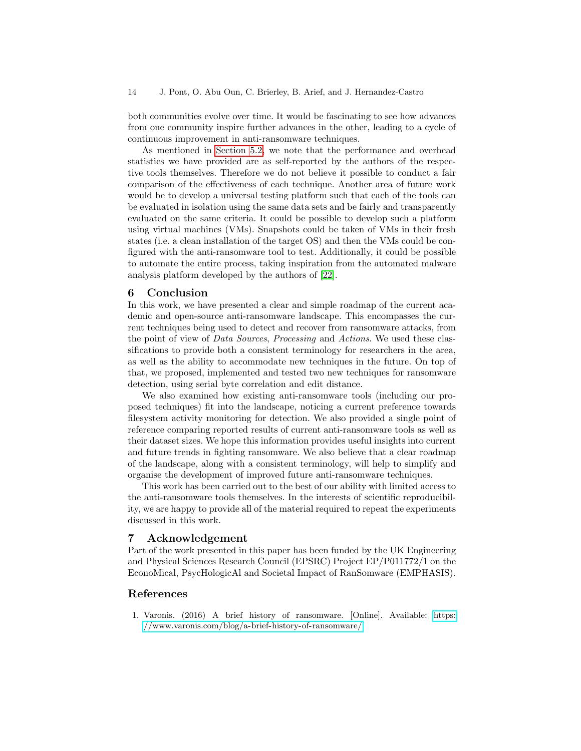both communities evolve over time. It would be fascinating to see how advances from one community inspire further advances in the other, leading to a cycle of continuous improvement in anti-ransomware techniques.

As mentioned in Section 5.2, we note that the performance and overhead statistics we have provided are as self-reported by the authors of the respective tools themselves. Therefore we do not believe it possible to conduct a fair comparison of the effectiveness of each technique. Another area of future work would be to develop a universal testing platform such that each of the tools can be evaluated in isolation using the same data sets and be fairly and transparently evaluated on the same criteria. It could be possible to develop such a platform using virtual machines (VMs). Snapshots could be taken of VMs in their fresh states (i.e. a clean installation of the target OS) and then the VMs could be configured with the anti-ransomware tool to test. Additionally, it could be possible to automate the entire process, taking inspiration from the automated malware analysis platform developed by the authors of [22].

## 6 Conclusion

In this work, we have presented a clear and simple roadmap of the current academic and open-source anti-ransomware landscape. This encompasses the current techniques being used to detect and recover from ransomware attacks, from the point of view of *Data Sources*, *Processing* and *Actions*. We used these classifications to provide both a consistent terminology for researchers in the area, as well as the ability to accommodate new techniques in the future. On top of that, we proposed, implemented and tested two new techniques for ransomware detection, using serial byte correlation and edit distance.

We also examined how existing anti-ransomware tools (including our proposed techniques) fit into the landscape, noticing a current preference towards filesystem activity monitoring for detection. We also provided a single point of reference comparing reported results of current anti-ransomware tools as well as their dataset sizes. We hope this information provides useful insights into current and future trends in fighting ransomware. We also believe that a clear roadmap of the landscape, along with a consistent terminology, will help to simplify and organise the development of improved future anti-ransomware techniques.

This work has been carried out to the best of our ability with limited access to the anti-ransomware tools themselves. In the interests of scientific reproducibility, we are happy to provide all of the material required to repeat the experiments discussed in this work.

## 7 Acknowledgement

Part of the work presented in this paper has been funded by the UK Engineering and Physical Sciences Research Council (EPSRC) Project EP/P011772/1 on the EconoMical, PsycHologicAl and Societal Impact of RanSomware (EMPHASIS).

## References

1. Varonis. (2016) A brief history of ransomware. [Online]. Available: https://www.varonis.com/blog/a-brief-history-of-ransomware/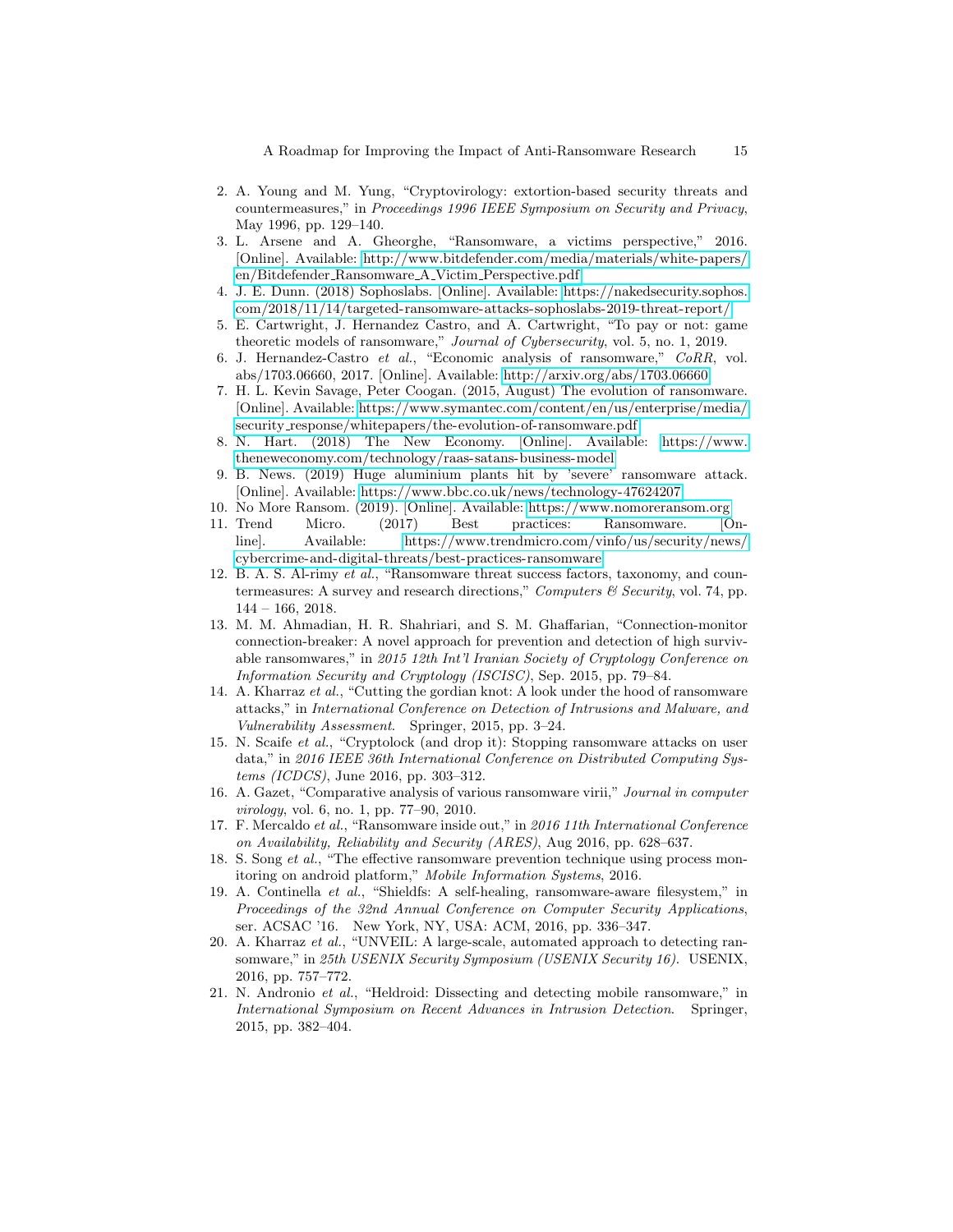2. A. Young and M. Yung, "Cryptovirology: extortion-based security threats and countermeasures," in *Proceedings 1996 IEEE Symposium on Security and Privacy*, May 1996, pp. 129–140.
3. L. Arsene and A. Gheorghe, "Ransomware, a victims perspective," 2016. [Online]. Available: http://www.bitdefender.com/media/materials/white-papers/en/Bitdefender_Ransomware_A_Victim_Perspective.pdf
4. J. E. Dunn. (2018) Sophoslabs. [Online]. Available: https://nakedsecurity.sophos.com/2018/11/14/targeted-ransomware-attacks-sophoslabs-2019-threat-report/
5. E. Cartwright, J. Hernandez Castro, and A. Cartwright, "To pay or not: game theoretic models of ransomware," *Journal of Cybersecurity*, vol. 5, no. 1, 2019.
6. J. Hernandez-Castro *et al.*, "Economic analysis of ransomware," *CoRR*, vol. abs/1703.06660, 2017. [Online]. Available: http://arxiv.org/abs/1703.06660
7. H. L. Kevin Savage, Peter Coogan. (2015, August) The evolution of ransomware. [Online]. Available: https://www.symantec.com/content/en/us/enterprise/media/security_response/whitepapers/the-evolution-of-ransomware.pdf
8. N. Hart. (2018) The New Economy. [Online]. Available: https://www.theneweconomy.com/technology/raas-satans-business-model
9. B. News. (2019) Huge aluminium plants hit by 'severe' ransomware attack. [Online]. Available: https://www.bbc.co.uk/news/technology-47624207
10. No More Ransom. (2019). [Online]. Available: https://www.nomoreransom.org
11. Trend Micro. (2017) Best practices: Ransomware. [Online]. Available: https://www.trendmicro.com/vinfo/us/security/news/cybercrime-and-digital-threats/best-practices-ransomware
12. B. A. S. Al-rimy *et al.*, "Ransomware threat success factors, taxonomy, and countermeasures: A survey and research directions," *Computers & Security*, vol. 74, pp. 144 – 166, 2018.
13. M. M. Ahmadian, H. R. Shahriari, and S. M. Ghaffarian, "Connection-monitor connection-breaker: A novel approach for prevention and detection of high survivable ransomwares," in *2015 12th Int'l Iranian Society of Cryptology Conference on Information Security and Cryptology (ISCISC)*, Sep. 2015, pp. 79–84.
14. A. Kharraz *et al.*, "Cutting the gordian knot: A look under the hood of ransomware attacks," in *International Conference on Detection of Intrusions and Malware, and Vulnerability Assessment*. Springer, 2015, pp. 3–24.
15. N. Scaife *et al.*, "Cryptolock (and drop it): Stopping ransomware attacks on user data," in *2016 IEEE 36th International Conference on Distributed Computing Systems (ICDCS)*, June 2016, pp. 303–312.
16. A. Gazet, "Comparative analysis of various ransomware virii," *Journal in computer virology*, vol. 6, no. 1, pp. 77–90, 2010.
17. F. Mercaldo *et al.*, "Ransomware inside out," in *2016 11th International Conference on Availability, Reliability and Security (ARES)*, Aug 2016, pp. 628–637.
18. S. Song *et al.*, "The effective ransomware prevention technique using process monitoring on android platform," *Mobile Information Systems*, 2016.
19. A. Continella *et al.*, "Shieldfs: A self-healing, ransomware-aware filesystem," in *Proceedings of the 32nd Annual Conference on Computer Security Applications*, ser. ACSAC '16. New York, NY, USA: ACM, 2016, pp. 336–347.
20. A. Kharraz *et al.*, "UNVEIL: A large-scale, automated approach to detecting ransomware," in *25th USENIX Security Symposium (USENIX Security 16)*. USENIX, 2016, pp. 757–772.
21. N. Andronio *et al.*, "Heldroid: Dissecting and detecting mobile ransomware," in *International Symposium on Recent Advances in Intrusion Detection*. Springer, 2015, pp. 382–404.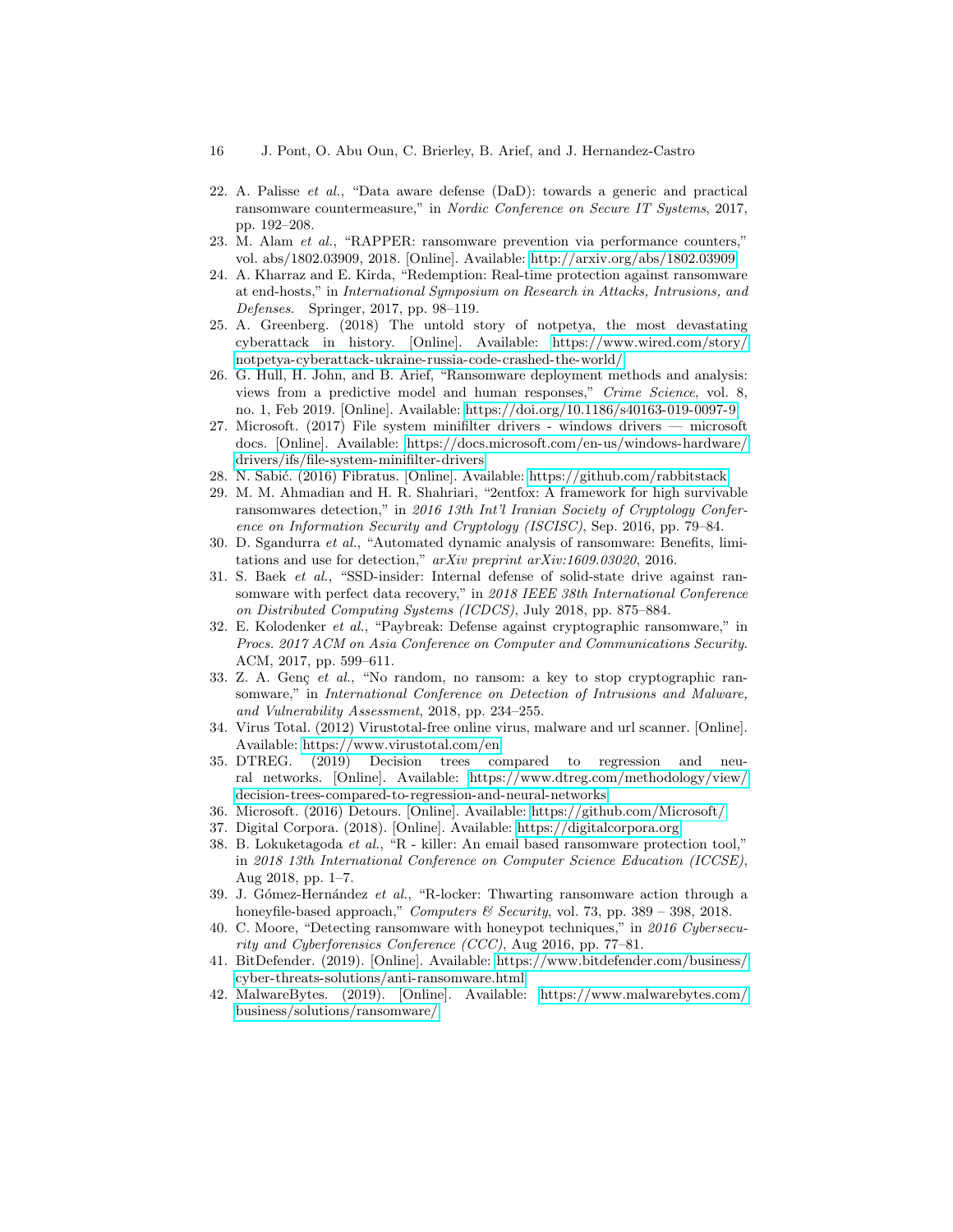22. A. Palisse *et al.*, "Data aware defense (DaD): towards a generic and practical ransomware countermeasure," in *Nordic Conference on Secure IT Systems*, 2017, pp. 192–208.
23. M. Alam *et al.*, "RAPPER: ransomware prevention via performance counters," vol. abs/1802.03909, 2018. [Online]. Available: http://arxiv.org/abs/1802.03909
24. A. Kharraz and E. Kirda, "Redemption: Real-time protection against ransomware at end-hosts," in *International Symposium on Research in Attacks, Intrusions, and Defenses*. Springer, 2017, pp. 98–119.
25. A. Greenberg. (2018) The untold story of notpetya, the most devastating cyberattack in history. [Online]. Available: https://www.wired.com/story/notpetya-cyberattack-ukraine-russia-code-crashed-the-world/
26. G. Hull, H. John, and B. Arief, "Ransomware deployment methods and analysis: views from a predictive model and human responses," *Crime Science*, vol. 8, no. 1, Feb 2019. [Online]. Available: https://doi.org/10.1186/s40163-019-0097-9
27. Microsoft. (2017) File system minifilter drivers - windows drivers — microsoft docs. [Online]. Available: https://docs.microsoft.com/en-us/windows-hardware/drivers/ifs/file-system-minifilter-drivers
28. N. Sabić. (2016) Fibratus. [Online]. Available: https://github.com/rabbitstack
29. M. M. Ahmadian and H. R. Shahriari, "2entfox: A framework for high survivable ransomwares detection," in *2016 13th Int'l Iranian Society of Cryptology Conference on Information Security and Cryptology (ISCISC)*, Sep. 2016, pp. 79–84.
30. D. Sgandurra *et al.*, "Automated dynamic analysis of ransomware: Benefits, limitations and use for detection," *arXiv preprint arXiv:1609.03020*, 2016.
31. S. Baek *et al.*, "SSD-insider: Internal defense of solid-state drive against ransomware with perfect data recovery," in *2018 IEEE 38th International Conference on Distributed Computing Systems (ICDCS)*, July 2018, pp. 875–884.
32. E. Kolodenker *et al.*, "Paybreak: Defense against cryptographic ransomware," in *Procs. 2017 ACM on Asia Conference on Computer and Communications Security*. ACM, 2017, pp. 599–611.
33. Z. A. Genç *et al.*, "No random, no ransom: a key to stop cryptographic ransomware," in *International Conference on Detection of Intrusions and Malware, and Vulnerability Assessment*, 2018, pp. 234–255.
34. Virus Total. (2012) Virustotal-free online virus, malware and url scanner. [Online]. Available: https://www.virustotal.com/en
35. DTREG. (2019) Decision trees compared to regression and neural networks. [Online]. Available: https://www.dtreg.com/methodology/view/decision-trees-compared-to-regression-and-neural-networks
36. Microsoft. (2016) Detours. [Online]. Available: https://github.com/Microsoft/
37. Digital Corpora. (2018). [Online]. Available: https://digitalcorpora.org
38. B. Lokuketagoda *et al.*, "R - killer: An email based ransomware protection tool," in *2018 13th International Conference on Computer Science Education (ICCSE)*, Aug 2018, pp. 1–7.
39. J. Gómez-Hernández *et al.*, "R-locker: Thwarting ransomware action through a honeyfile-based approach," *Computers & Security*, vol. 73, pp. 389 – 398, 2018.
40. C. Moore, "Detecting ransomware with honeypot techniques," in *2016 Cybersecurity and Cyberforensics Conference (CCC)*, Aug 2016, pp. 77–81.
41. BitDefender. (2019). [Online]. Available: https://www.bitdefender.com/business/cyber-threats-solutions/anti-ransomware.html
42. MalwareBytes. (2019). [Online]. Available: https://www.malwarebytes.com/business/solutions/ransomware/